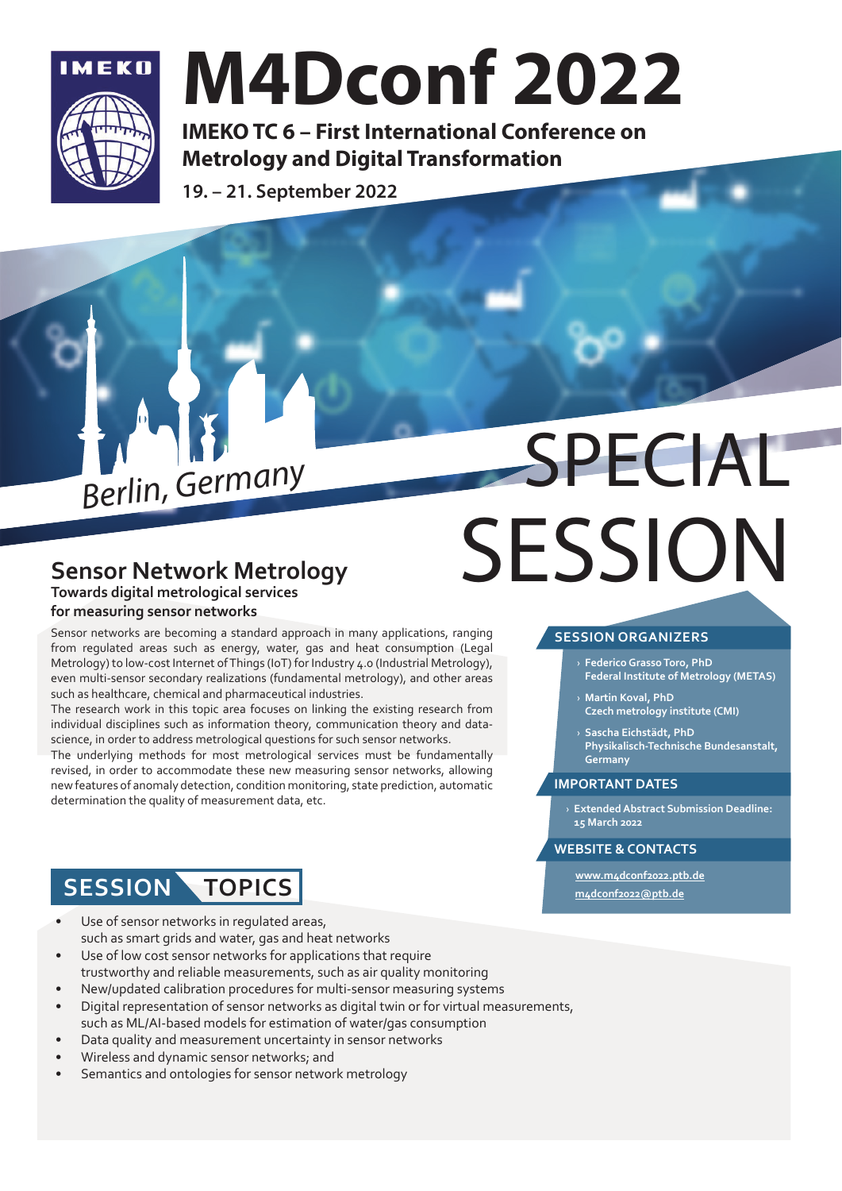IMEKO

# M4Dconf 2022

**IMEKO TC 6 – First International Conference on Metrology and Digital Transformation**

**19. – 21. September 2022**

*Berlin, Germany*

# SPECIAL SESSION

## Sensor Network Metrology

**Towards digital metrological services for measuring sensor networks**

Sensor networks are becoming a standard approach in many applications, ranging from regulated areas such as energy, water, gas and heat consumption (Legal Metrology) to low-cost Internet of Things (IoT) for Industry 4.0 (Industrial Metrology), even multi-sensor secondary realizations (fundamental metrology), and other areas such as healthcare, chemical and pharmaceutical industries.
The research work in this topic area focuses on linking the existing research from individual disciplines such as information theory, communication theory and data-science, in order to address metrological questions for such sensor networks.
The underlying methods for most metrological services must be fundamentally revised, in order to accommodate these new measuring sensor networks, allowing new features of anomaly detection, condition monitoring, state prediction, automatic determination the quality of measurement data, etc.

## SESSION TOPICS

- Use of sensor networks in regulated areas, such as smart grids and water, gas and heat networks
- Use of low cost sensor networks for applications that require trustworthy and reliable measurements, such as air quality monitoring
- New/updated calibration procedures for multi-sensor measuring systems
- Digital representation of sensor networks as digital twin or for virtual measurements, such as ML/AI-based models for estimation of water/gas consumption
- Data quality and measurement uncertainty in sensor networks
- Wireless and dynamic sensor networks; and
- Semantics and ontologies for sensor network metrology

### SESSION ORGANIZERS

- **Federico Grasso Toro, PhD**
  **Federal Institute of Metrology (METAS)**
- **Martin Koval, PhD**
  **Czech metrology institute (CMI)**
- **Sascha Eichstädt, PhD**
  **Physikalisch-Technische Bundesanstalt, Germany**

### IMPORTANT DATES

- **Extended Abstract Submission Deadline: 15 March 2022**

### WEBSITE & CONTACTS

www.m4dconf2022.ptb.de
m4dconf2022@ptb.de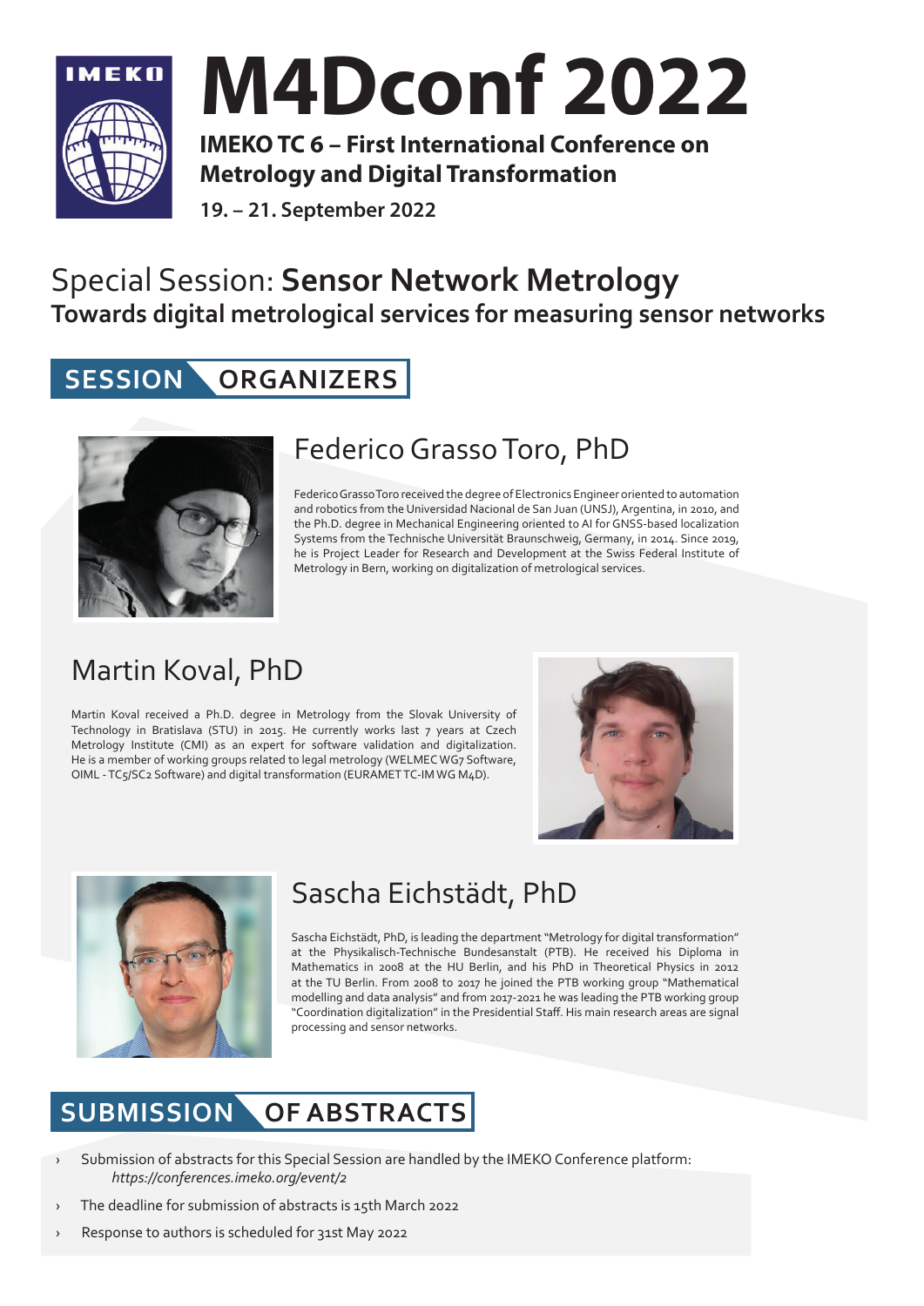# M4Dconf 2022

**IMEKO TC 6 – First International Conference on Metrology and Digital Transformation**

**19. – 21. September 2022**

## Special Session: **Sensor Network Metrology**

**Towards digital metrological services for measuring sensor networks**

## SESSION ORGANIZERS

### Federico Grasso Toro, PhD

Federico Grasso Toro received the degree of Electronics Engineer oriented to automation and robotics from the Universidad Nacional de San Juan (UNSJ), Argentina, in 2010, and the Ph.D. degree in Mechanical Engineering oriented to AI for GNSS-based localization Systems from the Technische Universität Braunschweig, Germany, in 2014. Since 2019, he is Project Leader for Research and Development at the Swiss Federal Institute of Metrology in Bern, working on digitalization of metrological services.

### Martin Koval, PhD

Martin Koval received a Ph.D. degree in Metrology from the Slovak University of Technology in Bratislava (STU) in 2015. He currently works last 7 years at Czech Metrology Institute (CMI) as an expert for software validation and digitalization. He is a member of working groups related to legal metrology (WELMEC WG7 Software, OIML - TC5/SC2 Software) and digital transformation (EURAMET TC-IM WG M4D).

### Sascha Eichstädt, PhD

Sascha Eichstädt, PhD, is leading the department "Metrology for digital transformation" at the Physikalisch-Technische Bundesanstalt (PTB). He received his Diploma in Mathematics in 2008 at the HU Berlin, and his PhD in Theoretical Physics in 2012 at the TU Berlin. From 2008 to 2017 he joined the PTB working group "Mathematical modelling and data analysis" and from 2017-2021 he was leading the PTB working group "Coordination digitalization" in the Presidential Staff. His main research areas are signal processing and sensor networks.

## SUBMISSION OF ABSTRACTS

- Submission of abstracts for this Special Session are handled by the IMEKO Conference platform: *https://conferences.imeko.org/event/2*
- The deadline for submission of abstracts is 15th March 2022
- Response to authors is scheduled for 31st May 2022